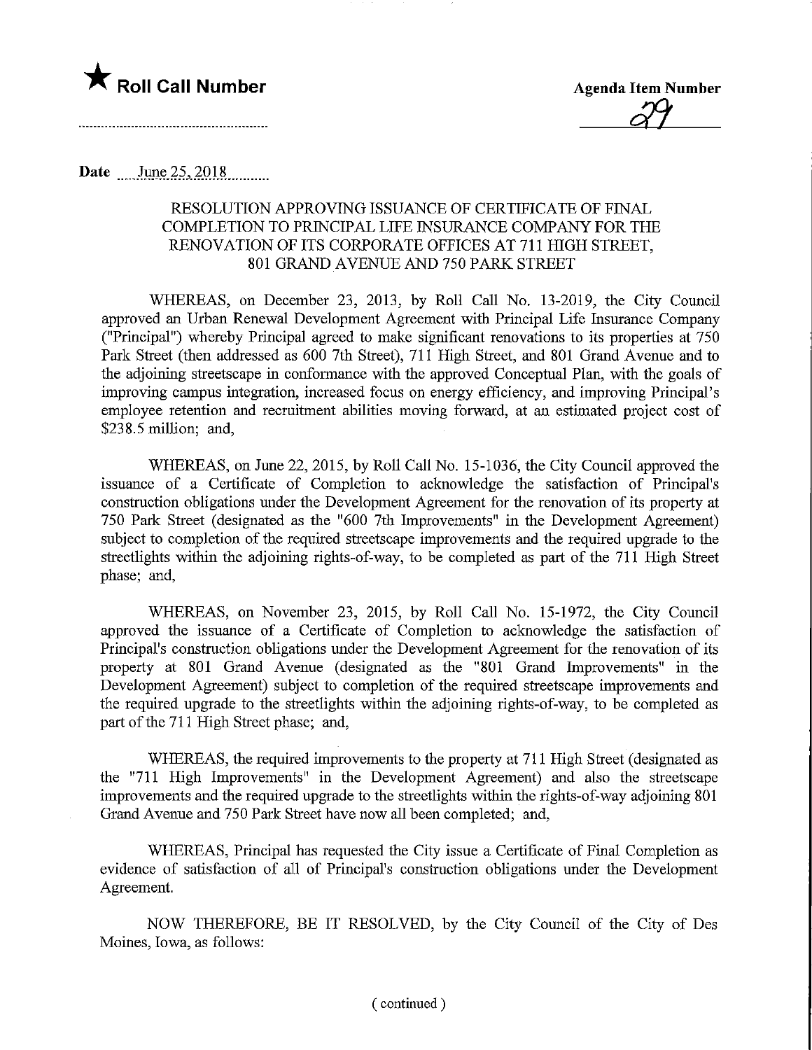★ **Roll Call Number**

**Agenda Item Number**

29

Date June 25, 2018

RESOLUTION APPROVING ISSUANCE OF CERTIFICATE OF FINAL COMPLETION TO PRINCIPAL LIFE INSURANCE COMPANY FOR THE RENOVATION OF ITS CORPORATE OFFICES AT 711 HIGH STREET, 801 GRAND AVENUE AND 750 PARK STREET

WHEREAS, on December 23, 2013, by Roll Call No. 13-2019, the City Council approved an Urban Renewal Development Agreement with Principal Life Insurance Company ("Principal") whereby Principal agreed to make significant renovations to its properties at 750 Park Street (then addressed as 600 7th Street), 711 High Street, and 801 Grand Avenue and to the adjoining streetscape in conformance with the approved Conceptual Plan, with the goals of improving campus integration, increased focus on energy efficiency, and improving Principal's employee retention and recruitment abilities moving forward, at an estimated project cost of $238.5 million; and,

WHEREAS, on June 22, 2015, by Roll Call No. 15-1036, the City Council approved the issuance of a Certificate of Completion to acknowledge the satisfaction of Principal's construction obligations under the Development Agreement for the renovation of its property at 750 Park Street (designated as the "600 7th Improvements" in the Development Agreement) subject to completion of the required streetscape improvements and the required upgrade to the streetlights within the adjoining rights-of-way, to be completed as part of the 711 High Street phase; and,

WHEREAS, on November 23, 2015, by Roll Call No. 15-1972, the City Council approved the issuance of a Certificate of Completion to acknowledge the satisfaction of Principal's construction obligations under the Development Agreement for the renovation of its property at 801 Grand Avenue (designated as the "801 Grand Improvements" in the Development Agreement) subject to completion of the required streetscape improvements and the required upgrade to the streetlights within the adjoining rights-of-way, to be completed as part of the 711 High Street phase; and,

WHEREAS, the required improvements to the property at 711 High Street (designated as the "711 High Improvements" in the Development Agreement) and also the streetscape improvements and the required upgrade to the streetlights within the rights-of-way adjoining 801 Grand Avenue and 750 Park Street have now all been completed; and,

WHEREAS, Principal has requested the City issue a Certificate of Final Completion as evidence of satisfaction of all of Principal's construction obligations under the Development Agreement.

NOW THEREFORE, BE IT RESOLVED, by the City Council of the City of Des Moines, Iowa, as follows:

( continued )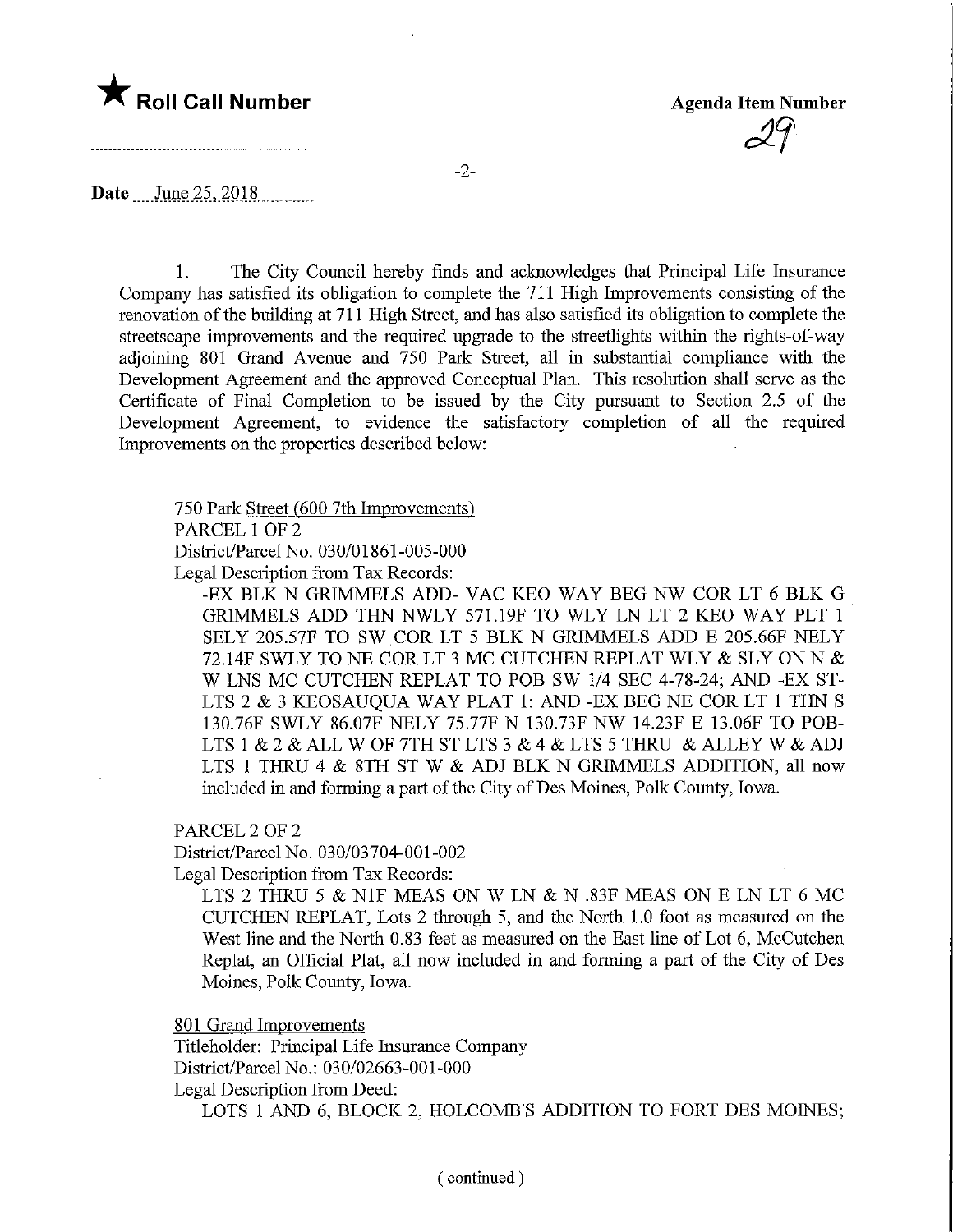★ **Roll Call Number**

**Agenda Item Number**

29

**Date** June 25, 2018

1. The City Council hereby finds and acknowledges that Principal Life Insurance Company has satisfied its obligation to complete the 711 High Improvements consisting of the renovation of the building at 711 High Street, and has also satisfied its obligation to complete the streetscape improvements and the required upgrade to the streetlights within the rights-of-way adjoining 801 Grand Avenue and 750 Park Street, all in substantial compliance with the Development Agreement and the approved Conceptual Plan. This resolution shall serve as the Certificate of Final Completion to be issued by the City pursuant to Section 2.5 of the Development Agreement, to evidence the satisfactory completion of all the required Improvements on the properties described below:

750 Park Street (600 7th Improvements)
PARCEL 1 OF 2
District/Parcel No. 030/01861-005-000
Legal Description from Tax Records:

-EX BLK N GRIMMELS ADD- VAC KEO WAY BEG NW COR LT 6 BLK G GRIMMELS ADD THN NWLY 571.19F TO WLY LN LT 2 KEO WAY PLT 1 SELY 205.57F TO SW COR LT 5 BLK N GRIMMELS ADD E 205.66F NELY 72.14F SWLY TO NE COR LT 3 MC CUTCHEN REPLAT WLY & SLY ON N & W LNS MC CUTCHEN REPLAT TO POB SW 1/4 SEC 4-78-24; AND -EX ST-LTS 2 & 3 KEOSAUQUA WAY PLAT 1; AND -EX BEG NE COR LT 1 THN S 130.76F SWLY 86.07F NELY 75.77F N 130.73F NW 14.23F E 13.06F TO POB-LTS 1 & 2 & ALL W OF 7TH ST LTS 3 & 4 & LTS 5 THRU & ALLEY W & ADJ LTS 1 THRU 4 & 8TH ST W & ADJ BLK N GRIMMELS ADDITION, all now included in and forming a part of the City of Des Moines, Polk County, Iowa.

PARCEL 2 OF 2
District/Parcel No. 030/03704-001-002
Legal Description from Tax Records:

LTS 2 THRU 5 & N1F MEAS ON W LN & N .83F MEAS ON E LN LT 6 MC CUTCHEN REPLAT, Lots 2 through 5, and the North 1.0 foot as measured on the West line and the North 0.83 feet as measured on the East line of Lot 6, McCutchen Replat, an Official Plat, all now included in and forming a part of the City of Des Moines, Polk County, Iowa.

801 Grand Improvements
Titleholder: Principal Life Insurance Company
District/Parcel No.: 030/02663-001-000
Legal Description from Deed:

LOTS 1 AND 6, BLOCK 2, HOLCOMB'S ADDITION TO FORT DES MOINES;

( continued )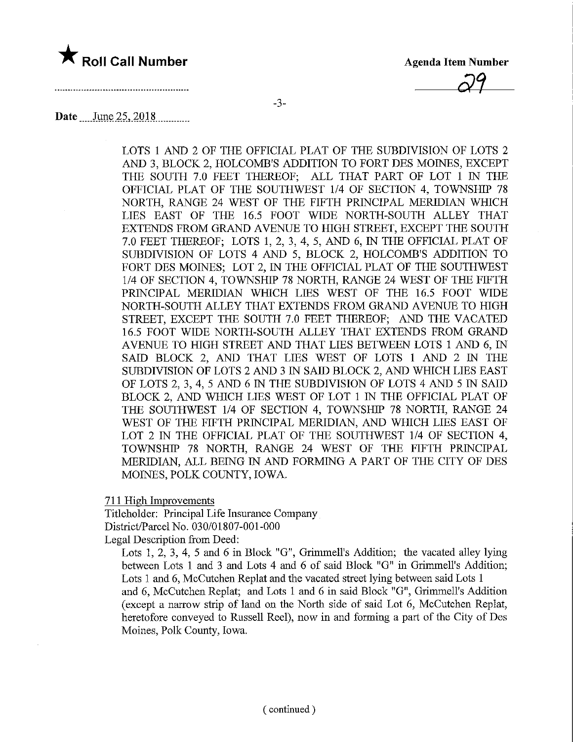**Date** June 25, 2018

LOTS 1 AND 2 OF THE OFFICIAL PLAT OF THE SUBDIVISION OF LOTS 2 AND 3, BLOCK 2, HOLCOMB'S ADDITION TO FORT DES MOINES, EXCEPT THE SOUTH 7.0 FEET THEREOF; ALL THAT PART OF LOT 1 IN THE OFFICIAL PLAT OF THE SOUTHWEST 1/4 OF SECTION 4, TOWNSHIP 78 NORTH, RANGE 24 WEST OF THE FIFTH PRINCIPAL MERIDIAN WHICH LIES EAST OF THE 16.5 FOOT WIDE NORTH-SOUTH ALLEY THAT EXTENDS FROM GRAND AVENUE TO HIGH STREET, EXCEPT THE SOUTH 7.0 FEET THEREOF; LOTS 1, 2, 3, 4, 5, AND 6, IN THE OFFICIAL PLAT OF SUBDIVISION OF LOTS 4 AND 5, BLOCK 2, HOLCOMB'S ADDITION TO FORT DES MOINES; LOT 2, IN THE OFFICIAL PLAT OF THE SOUTHWEST 1/4 OF SECTION 4, TOWNSHIP 78 NORTH, RANGE 24 WEST OF THE FIFTH PRINCIPAL MERIDIAN WHICH LIES WEST OF THE 16.5 FOOT WIDE NORTH-SOUTH ALLEY THAT EXTENDS FROM GRAND AVENUE TO HIGH STREET, EXCEPT THE SOUTH 7.0 FEET THEREOF; AND THE VACATED 16.5 FOOT WIDE NORTH-SOUTH ALLEY THAT EXTENDS FROM GRAND AVENUE TO HIGH STREET AND THAT LIES BETWEEN LOTS 1 AND 6, IN SAID BLOCK 2, AND THAT LIES WEST OF LOTS 1 AND 2 IN THE SUBDIVISION OF LOTS 2 AND 3 IN SAID BLOCK 2, AND WHICH LIES EAST OF LOTS 2, 3, 4, 5 AND 6 IN THE SUBDIVISION OF LOTS 4 AND 5 IN SAID BLOCK 2, AND WHICH LIES WEST OF LOT 1 IN THE OFFICIAL PLAT OF THE SOUTHWEST 1/4 OF SECTION 4, TOWNSHIP 78 NORTH, RANGE 24 WEST OF THE FIFTH PRINCIPAL MERIDIAN, AND WHICH LIES EAST OF LOT 2 IN THE OFFICIAL PLAT OF THE SOUTHWEST 1/4 OF SECTION 4, TOWNSHIP 78 NORTH, RANGE 24 WEST OF THE FIFTH PRINCIPAL MERIDIAN, ALL BEING IN AND FORMING A PART OF THE CITY OF DES MOINES, POLK COUNTY, IOWA.

711 High Improvements
Titleholder: Principal Life Insurance Company
District/Parcel No. 030/01807-001-000
Legal Description from Deed:

Lots 1, 2, 3, 4, 5 and 6 in Block "G", Grimmell's Addition; the vacated alley lying between Lots 1 and 3 and Lots 4 and 6 of said Block "G" in Grimmell's Addition; Lots 1 and 6, McCutchen Replat and the vacated street lying between said Lots 1 and 6, McCutchen Replat; and Lots 1 and 6 in said Block "G", Grimmell's Addition (except a narrow strip of land on the North side of said Lot 6, McCutchen Replat, heretofore conveyed to Russell Reel), now in and forming a part of the City of Des Moines, Polk County, Iowa.

(continued)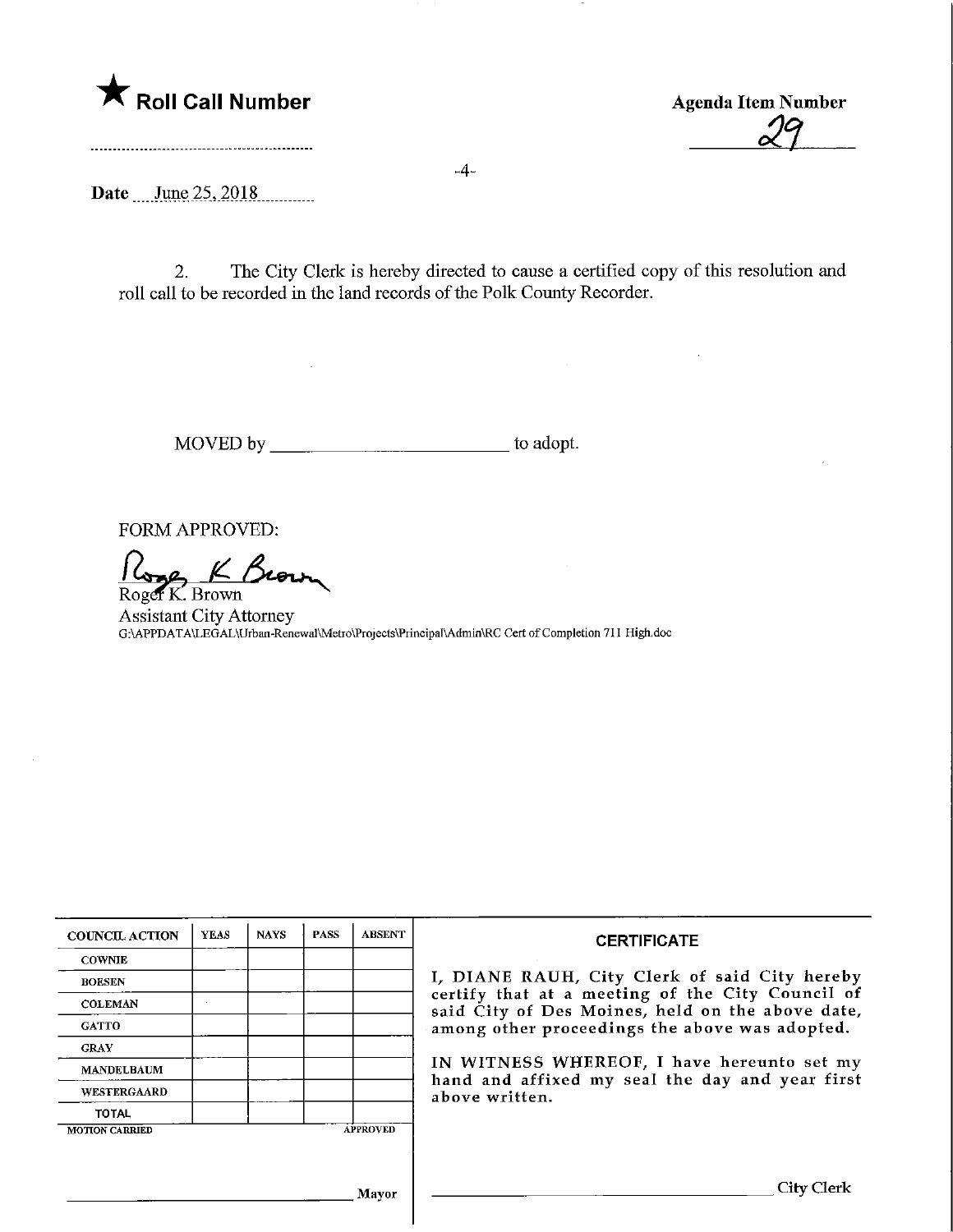★ **Roll Call Number**

**Agenda Item Number**

29

**Date** June 25, 2018

2. The City Clerk is hereby directed to cause a certified copy of this resolution and roll call to be recorded in the land records of the Polk County Recorder.

MOVED by \_\_\_\_\_\_\_\_\_\_\_\_\_\_\_\_\_\_\_\_\_\_\_\_\_\_ to adopt.

FORM APPROVED:

Roger K. Brown
Roger K. Brown
Assistant City Attorney
G:\APPDATA\LEGAL\Urban-Renewal\Metro\Projects\Principal\Admin\RC Cert of Completion 711 High.doc

| COUNCIL ACTION | YEAS | NAYS | PASS | ABSENT |
|---|---|---|---|---|
| COWNIE | | | | |
| BOESEN | | | | |
| COLEMAN | | | | |
| GATTO | | | | |
| GRAY | | | | |
| MANDELBAUM | | | | |
| WESTERGAARD | | | | |
| TOTAL | | | | |

MOTION CARRIED APPROVED

\_\_\_\_\_\_\_\_\_\_\_\_\_\_\_\_\_\_\_\_\_\_\_\_\_\_ Mayor

**CERTIFICATE**

I, DIANE RAUH, City Clerk of said City hereby certify that at a meeting of the City Council of said City of Des Moines, held on the above date, among other proceedings the above was adopted.

IN WITNESS WHEREOF, I have hereunto set my hand and affixed my seal the day and year first above written.

\_\_\_\_\_\_\_\_\_\_\_\_\_\_\_\_\_\_\_\_\_\_\_\_\_\_ City Clerk